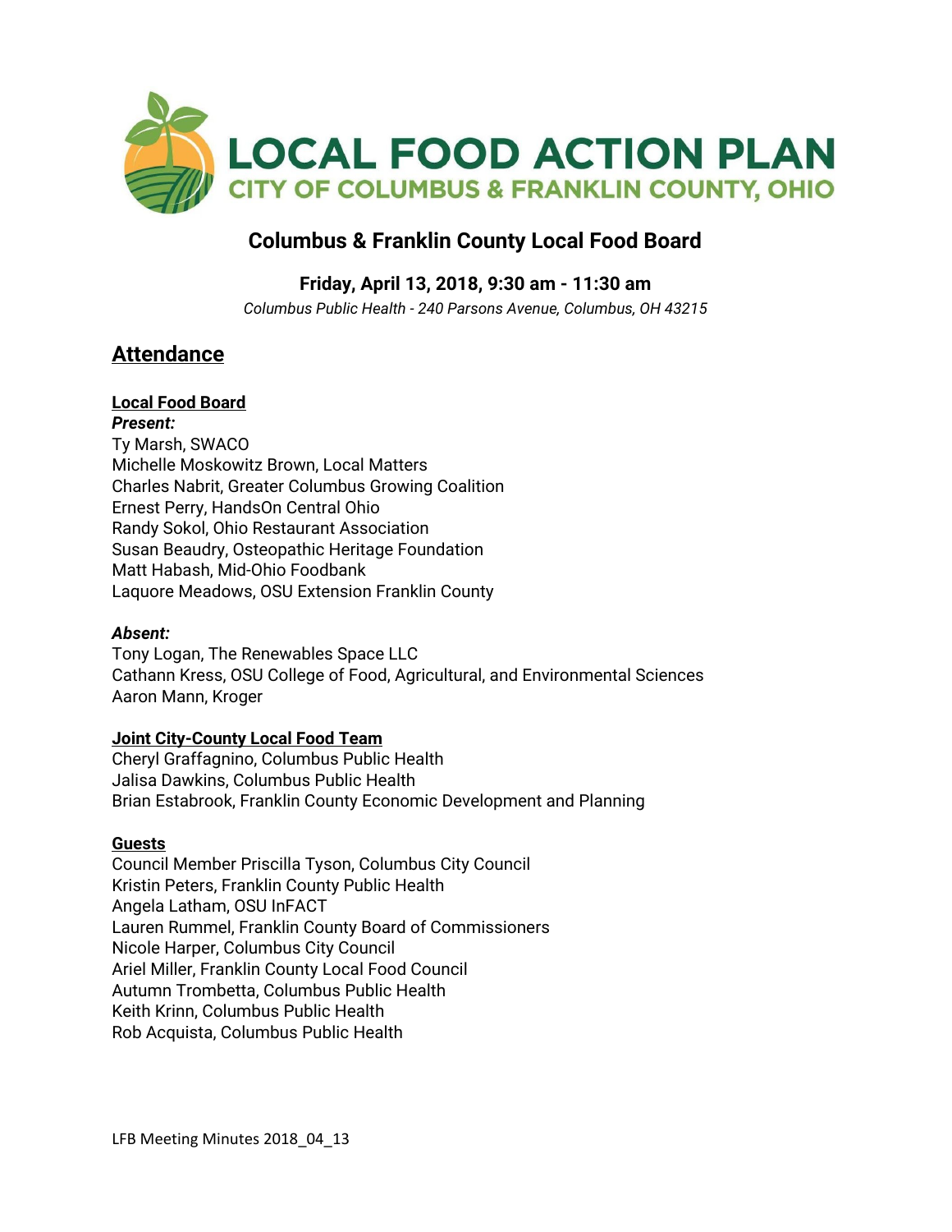# LOCAL FOOD ACTION PLAN

CITY OF COLUMBUS & FRANKLIN COUNTY, OHIO

## Columbus & Franklin County Local Food Board

**Friday, April 13, 2018, 9:30 am - 11:30 am**

*Columbus Public Health - 240 Parsons Avenue, Columbus, OH 43215*

## Attendance

### Local Food Board

***Present:***

Ty Marsh, SWACO
Michelle Moskowitz Brown, Local Matters
Charles Nabrit, Greater Columbus Growing Coalition
Ernest Perry, HandsOn Central Ohio
Randy Sokol, Ohio Restaurant Association
Susan Beaudry, Osteopathic Heritage Foundation
Matt Habash, Mid-Ohio Foodbank
Laquore Meadows, OSU Extension Franklin County

***Absent:***

Tony Logan, The Renewables Space LLC
Cathann Kress, OSU College of Food, Agricultural, and Environmental Sciences
Aaron Mann, Kroger

### Joint City-County Local Food Team

Cheryl Graffagnino, Columbus Public Health
Jalisa Dawkins, Columbus Public Health
Brian Estabrook, Franklin County Economic Development and Planning

### Guests

Council Member Priscilla Tyson, Columbus City Council
Kristin Peters, Franklin County Public Health
Angela Latham, OSU InFACT
Lauren Rummel, Franklin County Board of Commissioners
Nicole Harper, Columbus City Council
Ariel Miller, Franklin County Local Food Council
Autumn Trombetta, Columbus Public Health
Keith Krinn, Columbus Public Health
Rob Acquista, Columbus Public Health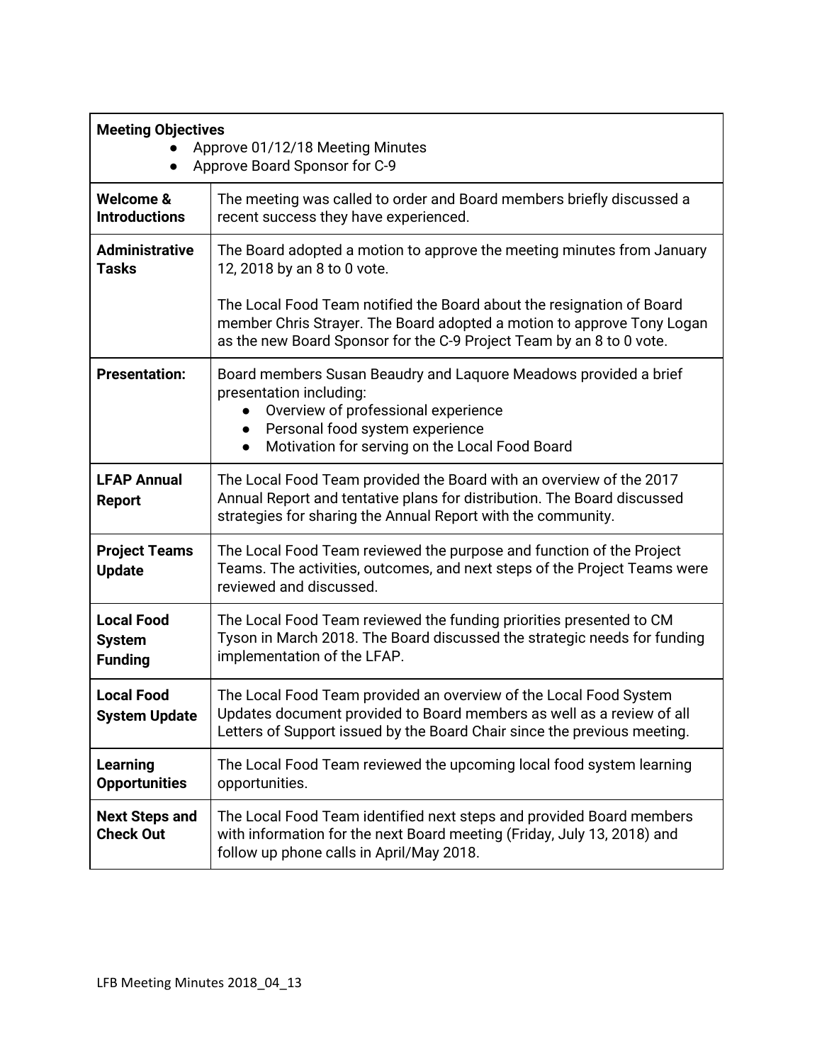| **Meeting Objectives**<br>● Approve 01/12/18 Meeting Minutes<br>● Approve Board Sponsor for C-9 | |
|---|---|
| **Welcome & Introductions** | The meeting was called to order and Board members briefly discussed a recent success they have experienced. |
| **Administrative Tasks** | The Board adopted a motion to approve the meeting minutes from January 12, 2018 by an 8 to 0 vote.<br><br>The Local Food Team notified the Board about the resignation of Board member Chris Strayer. The Board adopted a motion to approve Tony Logan as the new Board Sponsor for the C-9 Project Team by an 8 to 0 vote. |
| **Presentation:** | Board members Susan Beaudry and Laquore Meadows provided a brief presentation including:<br>● Overview of professional experience<br>● Personal food system experience<br>● Motivation for serving on the Local Food Board |
| **LFAP Annual Report** | The Local Food Team provided the Board with an overview of the 2017 Annual Report and tentative plans for distribution. The Board discussed strategies for sharing the Annual Report with the community. |
| **Project Teams Update** | The Local Food Team reviewed the purpose and function of the Project Teams. The activities, outcomes, and next steps of the Project Teams were reviewed and discussed. |
| **Local Food System Funding** | The Local Food Team reviewed the funding priorities presented to CM Tyson in March 2018. The Board discussed the strategic needs for funding implementation of the LFAP. |
| **Local Food System Update** | The Local Food Team provided an overview of the Local Food System Updates document provided to Board members as well as a review of all Letters of Support issued by the Board Chair since the previous meeting. |
| **Learning Opportunities** | The Local Food Team reviewed the upcoming local food system learning opportunities. |
| **Next Steps and Check Out** | The Local Food Team identified next steps and provided Board members with information for the next Board meeting (Friday, July 13, 2018) and follow up phone calls in April/May 2018. |

LFB Meeting Minutes 2018_04_13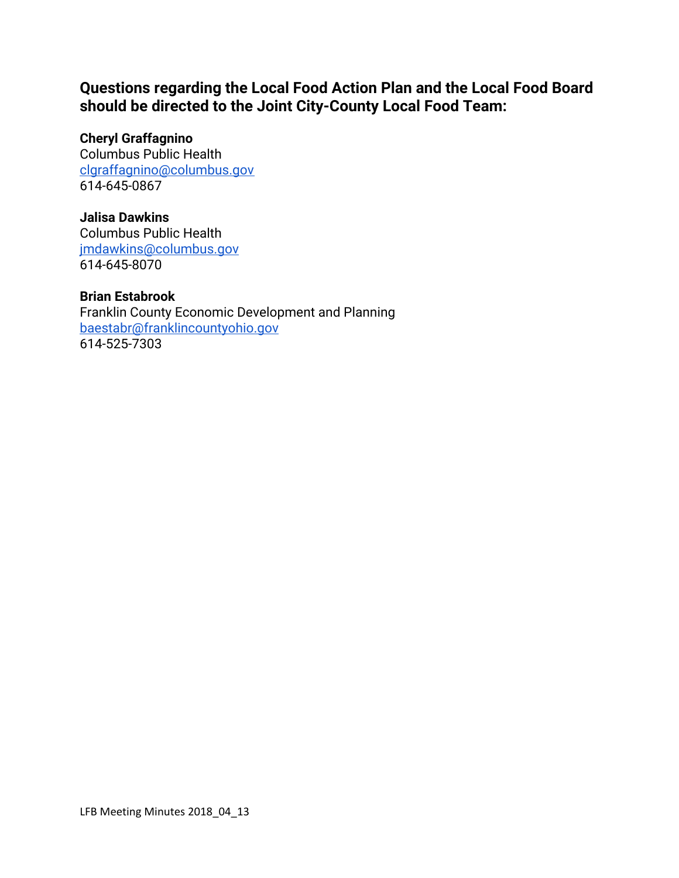**Questions regarding the Local Food Action Plan and the Local Food Board should be directed to the Joint City-County Local Food Team:**

**Cheryl Graffagnino**
Columbus Public Health
clgraffagnino@columbus.gov
614-645-0867

**Jalisa Dawkins**
Columbus Public Health
jmdawkins@columbus.gov
614-645-8070

**Brian Estabrook**
Franklin County Economic Development and Planning
baestabr@franklincountyohio.gov
614-525-7303